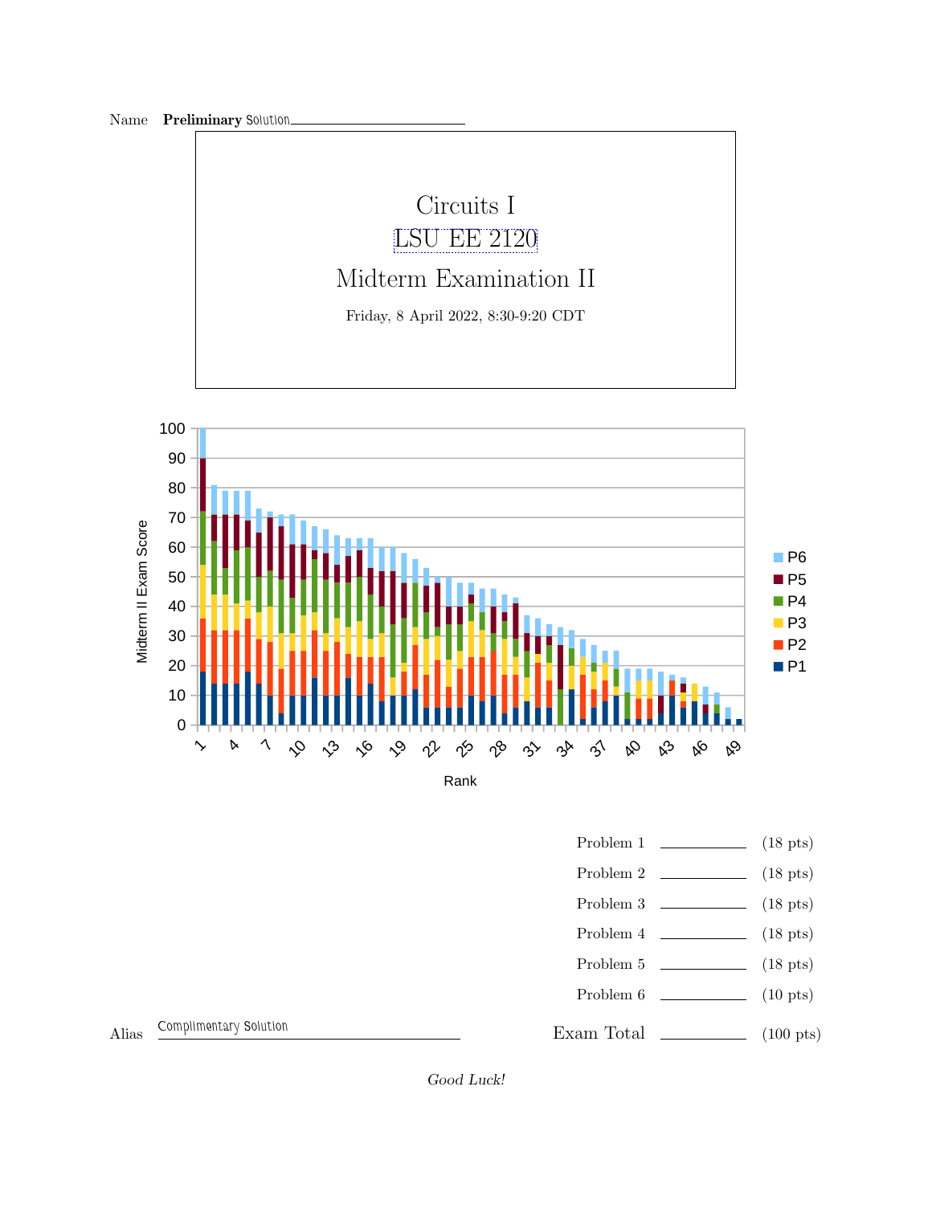Name **Preliminary** Solution

# Circuits I

LSU EE 2120

## Midterm Examination II

Friday, 8 April 2022, 8:30-9:20 CDT

| | | |
|---|---|---|
| Problem 1 | | (18 pts) |
| Problem 2 | | (18 pts) |
| Problem 3 | | (18 pts) |
| Problem 4 | | (18 pts) |
| Problem 5 | | (18 pts) |
| Problem 6 | | (10 pts) |
| Exam Total | | (100 pts) |

Alias Complimentary Solution

*Good Luck!*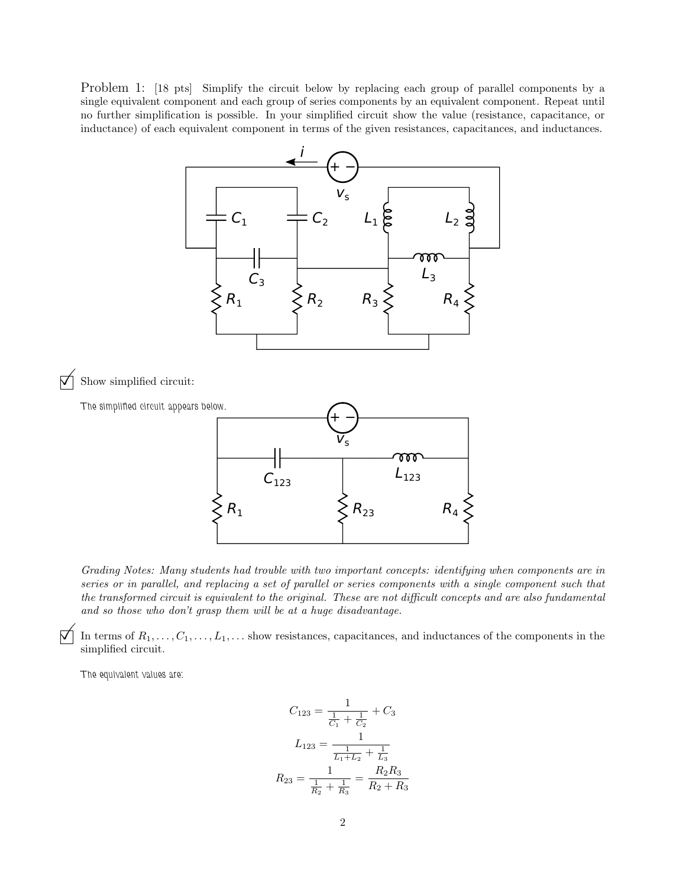Problem 1: [18 pts] Simplify the circuit below by replacing each group of parallel components by a single equivalent component and each group of series components by an equivalent component. Repeat until no further simplification is possible. In your simplified circuit show the value (resistance, capacitance, or inductance) of each equivalent component in terms of the given resistances, capacitances, and inductances.

☑ Show simplified circuit:

The simplified circuit appears below.

*Grading Notes: Many students had trouble with two important concepts: identifying when components are in series or in parallel, and replacing a set of parallel or series components with a single component such that the transformed circuit is equivalent to the original. These are not difficult concepts and are also fundamental and so those who don't grasp them will be at a huge disadvantage.*

☑ In terms of $R_1, \ldots, C_1, \ldots, L_1, \ldots$ show resistances, capacitances, and inductances of the components in the simplified circuit.

The equivalent values are:

$$C_{123} = \frac{1}{\frac{1}{C_1} + \frac{1}{C_2}} + C_3$$

$$L_{123} = \frac{1}{\frac{1}{L_1+L_2} + \frac{1}{L_3}}$$

$$R_{23} = \frac{1}{\frac{1}{R_2} + \frac{1}{R_3}} = \frac{R_2 R_3}{R_2 + R_3}$$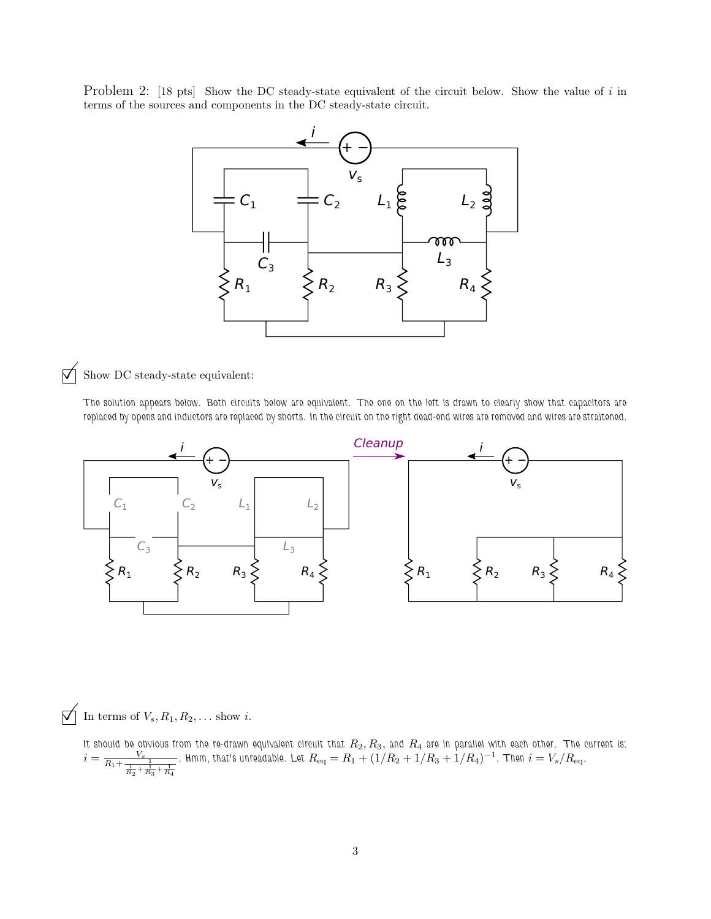Problem 2: [18 pts] Show the DC steady-state equivalent of the circuit below. Show the value of $i$ in terms of the sources and components in the DC steady-state circuit.

☑ Show DC steady-state equivalent:

The solution appears below. Both circuits below are equivalent. The one on the left is drawn to clearly show that capacitors are replaced by opens and inductors are replaced by shorts. In the circuit on the right dead-end wires are removed and wires are straitened.

☑ In terms of $V_s, R_1, R_2, \ldots$ show $i$.

It should be obvious from the re-drawn equivalent circuit that $R_2$, $R_3$, and $R_4$ are in parallel with each other. The current is: $i = \frac{V_s}{R_1 + \frac{1}{\frac{1}{R_2} + \frac{1}{R_3} + \frac{1}{R_4}}}$. Hmm, that's unreadable. Let $R_{\text{eq}} = R_1 + (1/R_2 + 1/R_3 + 1/R_4)^{-1}$. Then $i = V_s/R_{\text{eq}}$.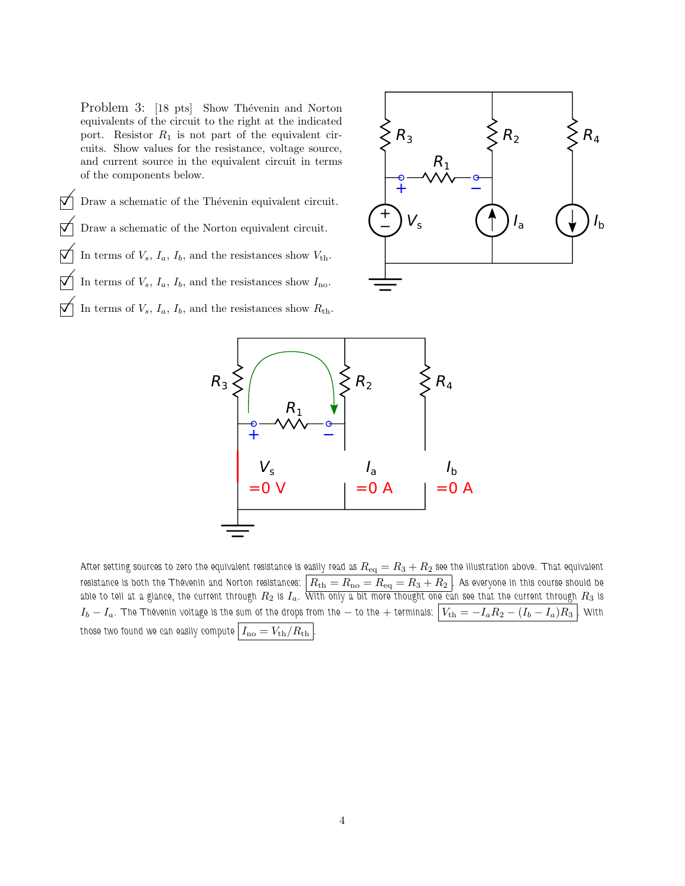Problem 3: [18 pts] Show Thévenin and Norton equivalents of the circuit to the right at the indicated port. Resistor $R_1$ is not part of the equivalent circuits. Show values for the resistance, voltage source, and current source in the equivalent circuit in terms of the components below.

- ☑ Draw a schematic of the Thévenin equivalent circuit.
- ☑ Draw a schematic of the Norton equivalent circuit.
- ☑ In terms of $V_s$, $I_a$, $I_b$, and the resistances show $V_{\text{th}}$.
- ☑ In terms of $V_s$, $I_a$, $I_b$, and the resistances show $I_{\text{no}}$.
- ☑ In terms of $V_s$, $I_a$, $I_b$, and the resistances show $R_{\text{th}}$.

After setting sources to zero the equivalent resistance is easily read as $R_{\text{eq}} = R_3 + R_2$ see the illustration above. That equivalent resistance is both the Thévenin and Norton resistances: $\boxed{R_{\text{th}} = R_{\text{no}} = R_{\text{eq}} = R_3 + R_2}$. As everyone in this course should be able to tell at a glance, the current through $R_2$ is $I_a$. With only a bit more thought one can see that the current through $R_3$ is $I_b - I_a$. The Thévenin voltage is the sum of the drops from the $-$ to the $+$ terminals: $\boxed{V_{\text{th}} = -I_a R_2 - (I_b - I_a) R_3}$. With those two found we can easily compute $\boxed{I_{\text{no}} = V_{\text{th}}/R_{\text{th}}}$.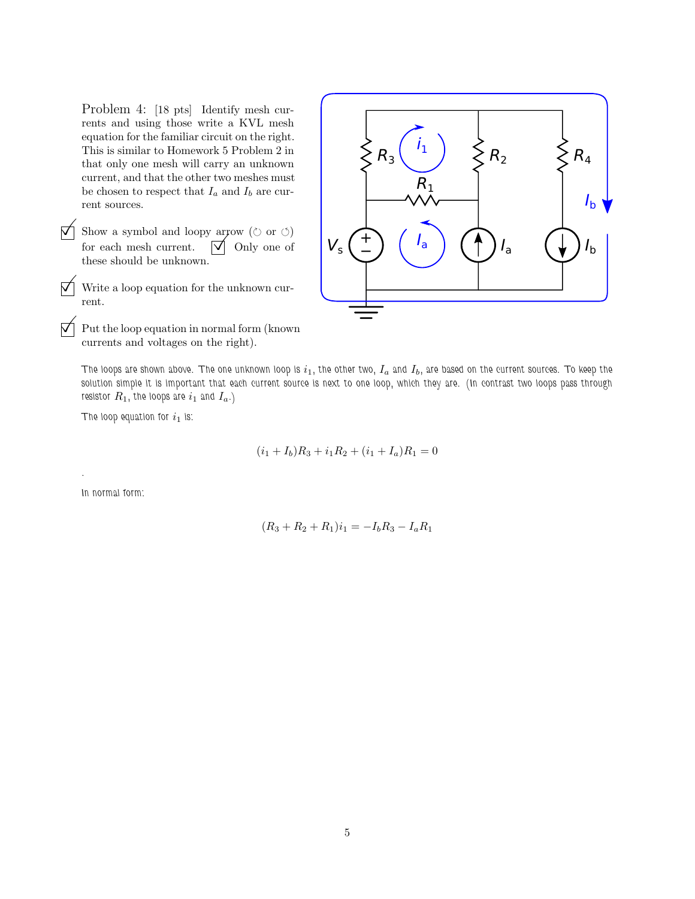Problem 4: [18 pts] Identify mesh currents and using those write a KVL mesh equation for the familiar circuit on the right. This is similar to Homework 5 Problem 2 in that only one mesh will carry an unknown current, and that the other two meshes must be chosen to respect that $I_a$ and $I_b$ are current sources.

- ☑ Show a symbol and loopy arrow (↻ or ↺) for each mesh current. ☑ Only one of these should be unknown.
- ☑ Write a loop equation for the unknown current.
- ☑ Put the loop equation in normal form (known currents and voltages on the right).

The loops are shown above. The one unknown loop is $i_1$, the other two, $I_a$ and $I_b$, are based on the current sources. To keep the solution simple it is important that each current source is next to one loop, which they are. (In contrast two loops pass through resistor $R_1$, the loops are $i_1$ and $I_a$.)

The loop equation for $i_1$ is:

$$(i_1 + I_b)R_3 + i_1 R_2 + (i_1 + I_a)R_1 = 0$$

.

In normal form:

$$(R_3 + R_2 + R_1)i_1 = -I_b R_3 - I_a R_1$$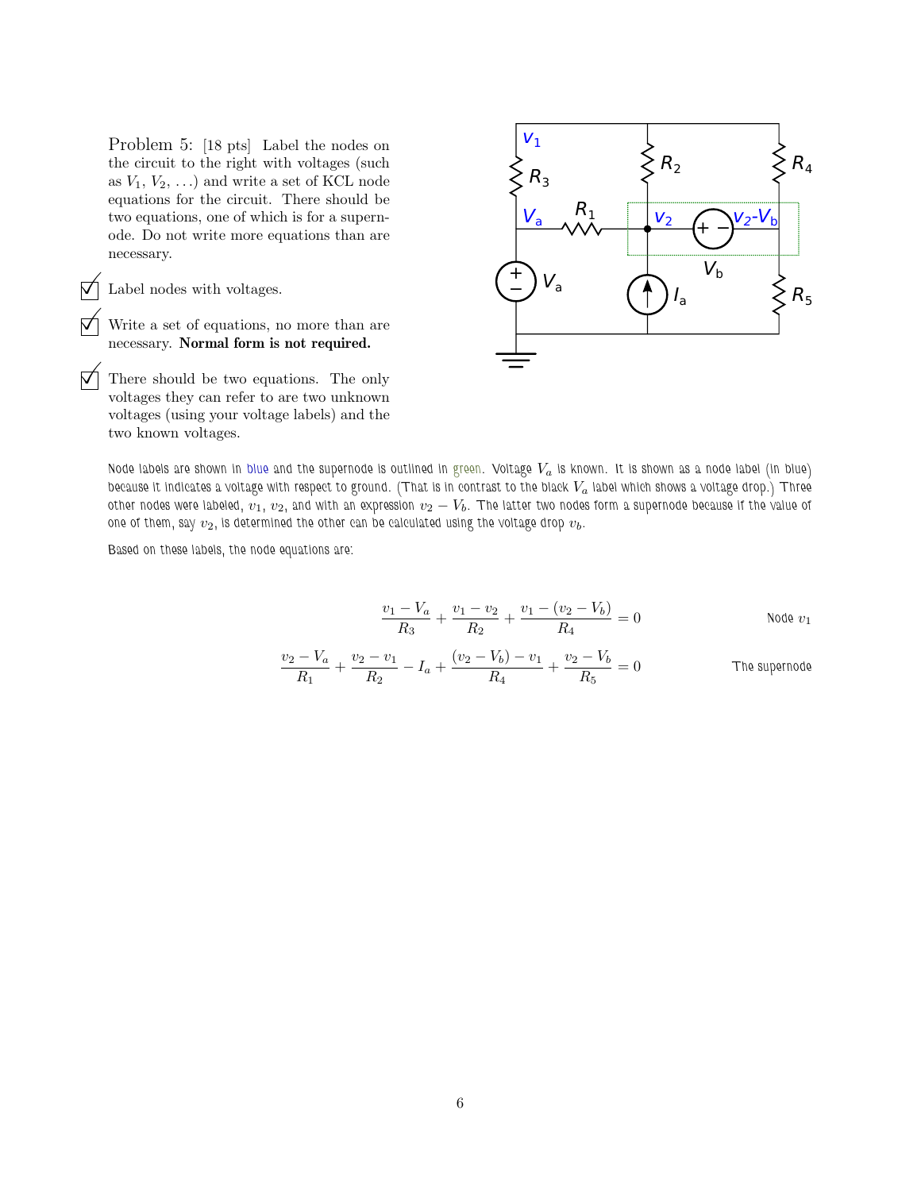Problem 5: [18 pts] Label the nodes on the circuit to the right with voltages (such as $V_1$, $V_2$, ...) and write a set of KCL node equations for the circuit. There should be two equations, one of which is for a supernode. Do not write more equations than are necessary.

- ☑ Label nodes with voltages.
- ☑ Write a set of equations, no more than are necessary. **Normal form is not required.**
- ☑ There should be two equations. The only voltages they can refer to are two unknown voltages (using your voltage labels) and the two known voltages.

Node labels are shown in blue and the supernode is outlined in green. Voltage $V_a$ is known. It is shown as a node label (in blue) because it indicates a voltage with respect to ground. (That is in contrast to the black $V_a$ label which shows a voltage drop.) Three other nodes were labeled, $v_1$, $v_2$, and with an expression $v_2 - V_b$. The latter two nodes form a supernode because if the value of one of them, say $v_2$, is determined the other can be calculated using the voltage drop $v_b$.

Based on these labels, the node equations are:

$$\frac{v_1 - V_a}{R_3} + \frac{v_1 - v_2}{R_2} + \frac{v_1 - (v_2 - V_b)}{R_4} = 0 \qquad \text{Node } v_1$$

$$\frac{v_2 - V_a}{R_1} + \frac{v_2 - v_1}{R_2} - I_a + \frac{(v_2 - V_b) - v_1}{R_4} + \frac{v_2 - V_b}{R_5} = 0 \qquad \text{The supernode}$$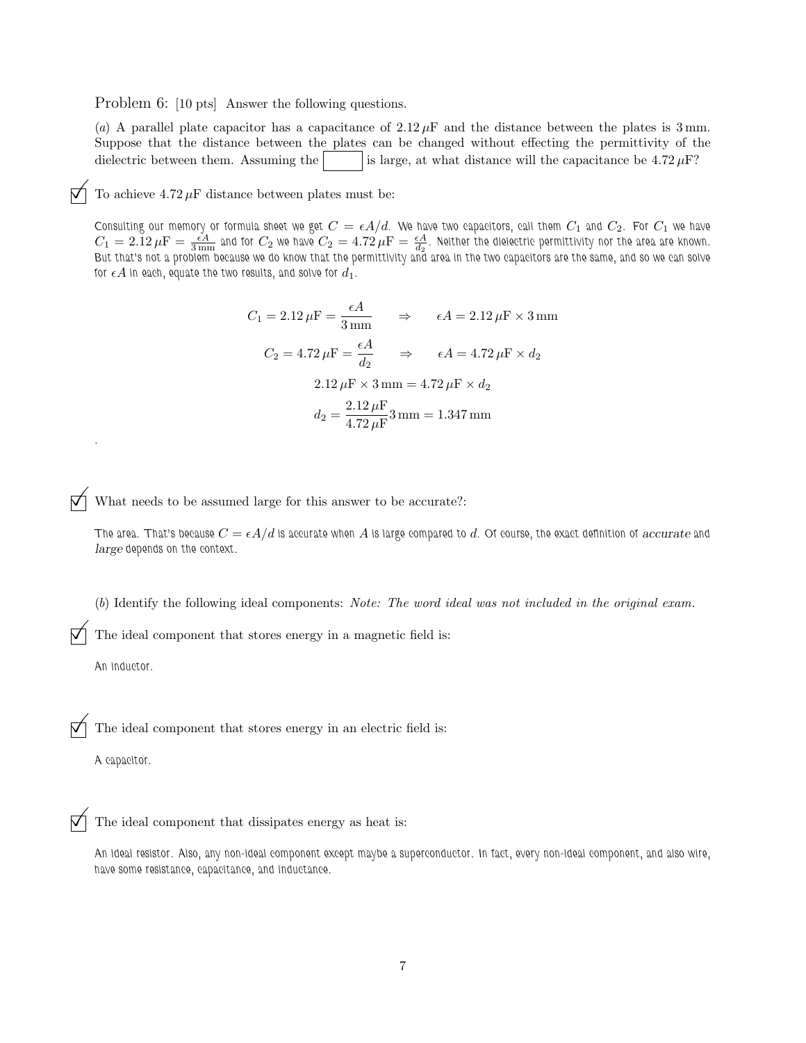Problem 6: [10 pts] Answer the following questions.

(*a*) A parallel plate capacitor has a capacitance of $2.12\,\mu\text{F}$ and the distance between the plates is $3\,\text{mm}$. Suppose that the distance between the plates can be changed without effecting the permittivity of the dielectric between them. Assuming the [ ] is large, at what distance will the capacitance be $4.72\,\mu\text{F}$?

☑ To achieve $4.72\,\mu\text{F}$ distance between plates must be:

Consulting our memory or formula sheet we get $C = \epsilon A/d$. We have two capacitors, call them $C_1$ and $C_2$. For $C_1$ we have $C_1 = 2.12\,\mu\text{F} = \frac{\epsilon A}{3\,\text{mm}}$ and for $C_2$ we have $C_2 = 4.72\,\mu\text{F} = \frac{\epsilon A}{d_2}$. Neither the dielectric permittivity nor the area are known. But that's not a problem because we do know that the permittivity and area in the two capacitors are the same, and so we can solve for $\epsilon A$ in each, equate the two results, and solve for $d_1$.

$$C_1 = 2.12\,\mu\text{F} = \frac{\epsilon A}{3\,\text{mm}} \qquad \Rightarrow \qquad \epsilon A = 2.12\,\mu\text{F} \times 3\,\text{mm}$$

$$C_2 = 4.72\,\mu\text{F} = \frac{\epsilon A}{d_2} \qquad \Rightarrow \qquad \epsilon A = 4.72\,\mu\text{F} \times d_2$$

$$2.12\,\mu\text{F} \times 3\,\text{mm} = 4.72\,\mu\text{F} \times d_2$$

$$d_2 = \frac{2.12\,\mu\text{F}}{4.72\,\mu\text{F}} 3\,\text{mm} = 1.347\,\text{mm}$$

.

☑ What needs to be assumed large for this answer to be accurate?:

The area. That's because $C = \epsilon A/d$ is accurate when $A$ is large compared to $d$. Of course, the exact definition of *accurate* and *large* depends on the context.

(*b*) Identify the following ideal components: *Note: The word ideal was not included in the original exam.*

☑ The ideal component that stores energy in a magnetic field is:

An inductor.

☑ The ideal component that stores energy in an electric field is:

A capacitor.

☑ The ideal component that dissipates energy as heat is:

An ideal resistor. Also, any non-ideal component except maybe a superconductor. In fact, every non-ideal component, and also wire, have some resistance, capacitance, and inductance.